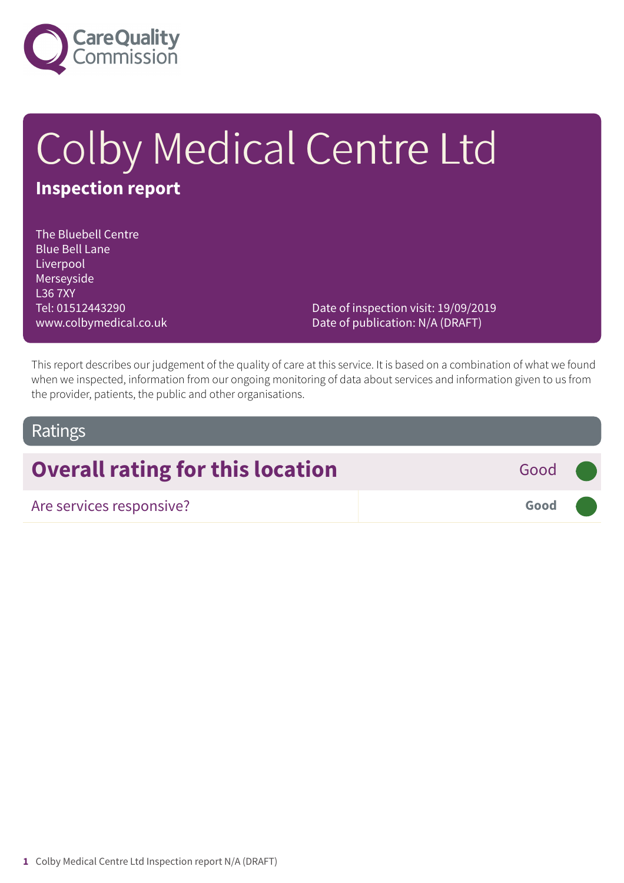Care Quality Commission

# Colby Medical Centre Ltd

**Inspection report**

The Bluebell Centre
Blue Bell Lane
Liverpool
Merseyside
L36 7XY
Tel: 01512443290
www.colbymedical.co.uk

Date of inspection visit: 19/09/2019
Date of publication: N/A (DRAFT)

This report describes our judgement of the quality of care at this service. It is based on a combination of what we found when we inspected, information from our ongoing monitoring of data about services and information given to us from the provider, patients, the public and other organisations.

## Ratings

| **Overall rating for this location** | Good |
|---|---|
| Are services responsive? | **Good** |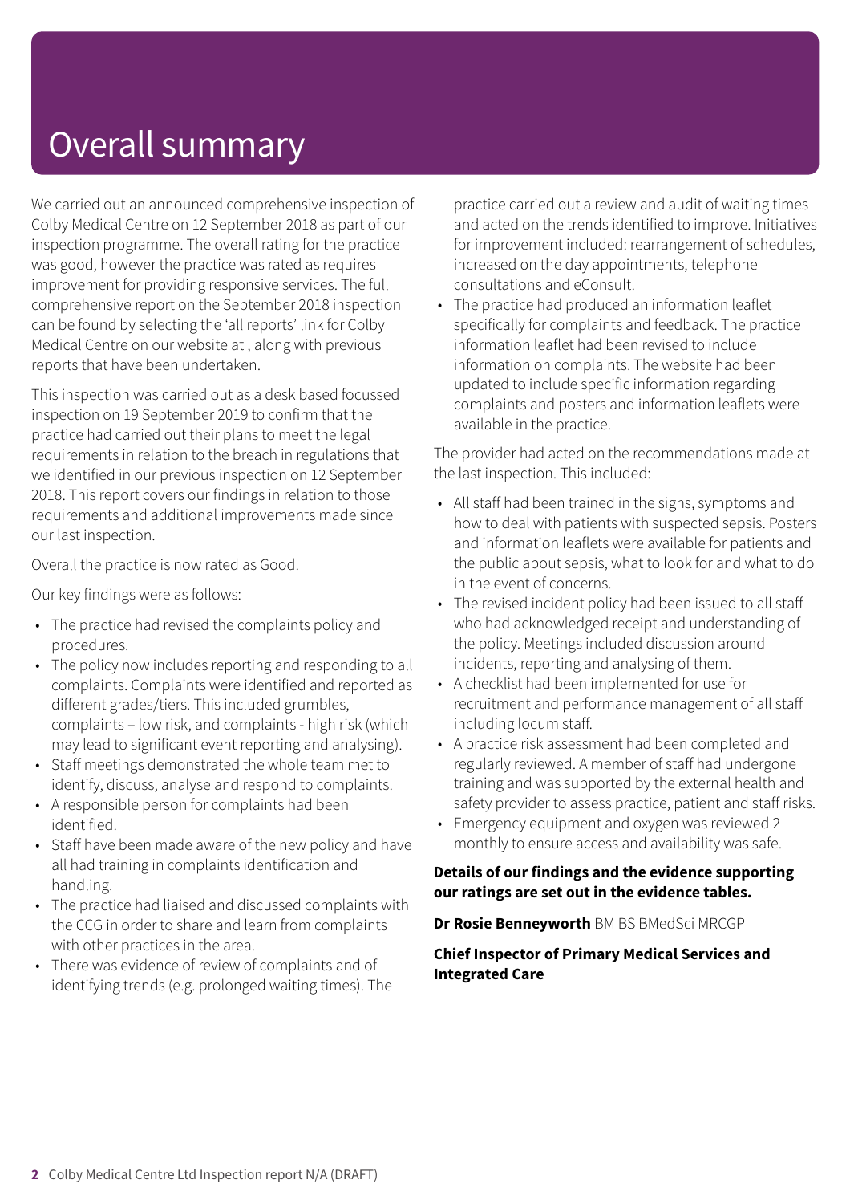# Overall summary

We carried out an announced comprehensive inspection of Colby Medical Centre on 12 September 2018 as part of our inspection programme. The overall rating for the practice was good, however the practice was rated as requires improvement for providing responsive services. The full comprehensive report on the September 2018 inspection can be found by selecting the 'all reports' link for Colby Medical Centre on our website at , along with previous reports that have been undertaken.

This inspection was carried out as a desk based focussed inspection on 19 September 2019 to confirm that the practice had carried out their plans to meet the legal requirements in relation to the breach in regulations that we identified in our previous inspection on 12 September 2018. This report covers our findings in relation to those requirements and additional improvements made since our last inspection.

Overall the practice is now rated as Good.

Our key findings were as follows:

- The practice had revised the complaints policy and procedures.
- The policy now includes reporting and responding to all complaints. Complaints were identified and reported as different grades/tiers. This included grumbles, complaints – low risk, and complaints - high risk (which may lead to significant event reporting and analysing).
- Staff meetings demonstrated the whole team met to identify, discuss, analyse and respond to complaints.
- A responsible person for complaints had been identified.
- Staff have been made aware of the new policy and have all had training in complaints identification and handling.
- The practice had liaised and discussed complaints with the CCG in order to share and learn from complaints with other practices in the area.
- There was evidence of review of complaints and of identifying trends (e.g. prolonged waiting times). The practice carried out a review and audit of waiting times and acted on the trends identified to improve. Initiatives for improvement included: rearrangement of schedules, increased on the day appointments, telephone consultations and eConsult.
- The practice had produced an information leaflet specifically for complaints and feedback. The practice information leaflet had been revised to include information on complaints. The website had been updated to include specific information regarding complaints and posters and information leaflets were available in the practice.

The provider had acted on the recommendations made at the last inspection. This included:

- All staff had been trained in the signs, symptoms and how to deal with patients with suspected sepsis. Posters and information leaflets were available for patients and the public about sepsis, what to look for and what to do in the event of concerns.
- The revised incident policy had been issued to all staff who had acknowledged receipt and understanding of the policy. Meetings included discussion around incidents, reporting and analysing of them.
- A checklist had been implemented for use for recruitment and performance management of all staff including locum staff.
- A practice risk assessment had been completed and regularly reviewed. A member of staff had undergone training and was supported by the external health and safety provider to assess practice, patient and staff risks.
- Emergency equipment and oxygen was reviewed 2 monthly to ensure access and availability was safe.

**Details of our findings and the evidence supporting our ratings are set out in the evidence tables.**

**Dr Rosie Benneyworth** BM BS BMedSci MRCGP

**Chief Inspector of Primary Medical Services and Integrated Care**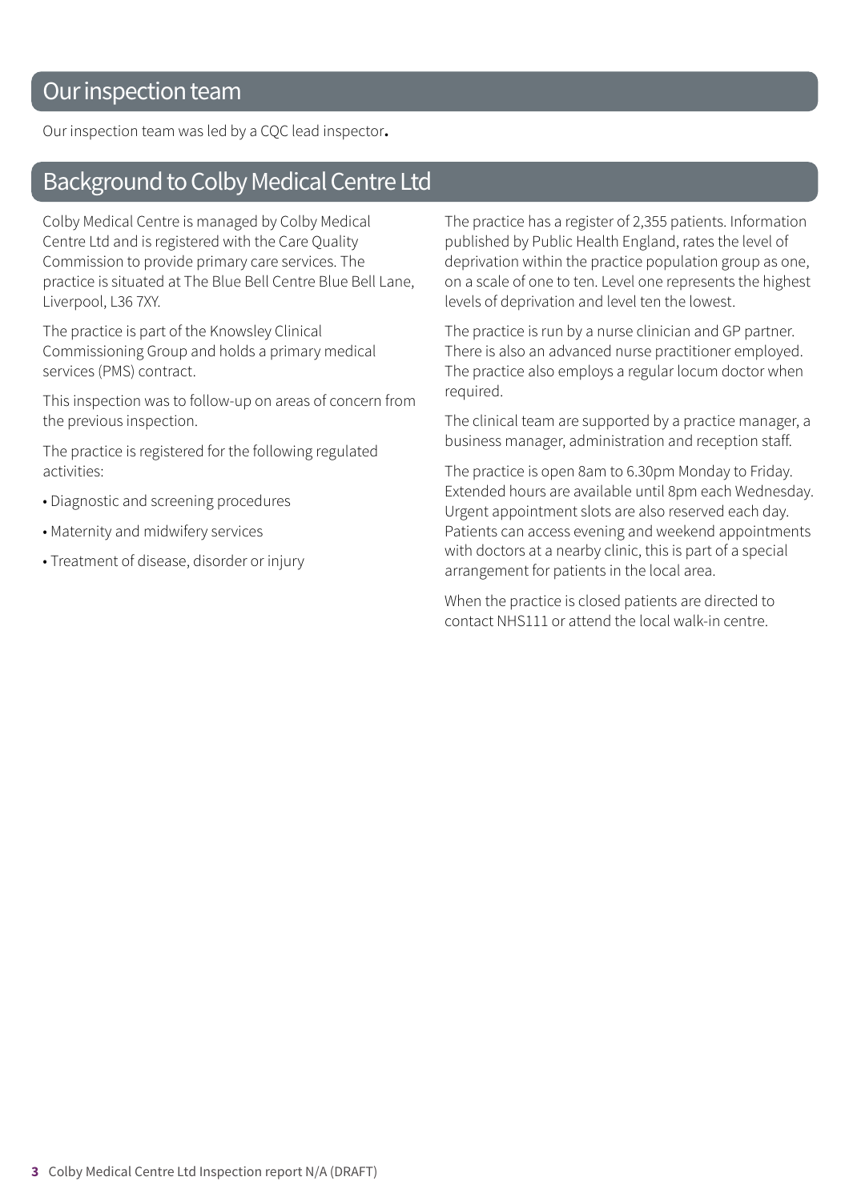## Our inspection team

Our inspection team was led by a CQC lead inspector.

## Background to Colby Medical Centre Ltd

Colby Medical Centre is managed by Colby Medical Centre Ltd and is registered with the Care Quality Commission to provide primary care services. The practice is situated at The Blue Bell Centre Blue Bell Lane, Liverpool, L36 7XY.

The practice is part of the Knowsley Clinical Commissioning Group and holds a primary medical services (PMS) contract.

This inspection was to follow-up on areas of concern from the previous inspection.

The practice is registered for the following regulated activities:

- Diagnostic and screening procedures
- Maternity and midwifery services
- Treatment of disease, disorder or injury

The practice has a register of 2,355 patients. Information published by Public Health England, rates the level of deprivation within the practice population group as one, on a scale of one to ten. Level one represents the highest levels of deprivation and level ten the lowest.

The practice is run by a nurse clinician and GP partner. There is also an advanced nurse practitioner employed. The practice also employs a regular locum doctor when required.

The clinical team are supported by a practice manager, a business manager, administration and reception staff.

The practice is open 8am to 6.30pm Monday to Friday. Extended hours are available until 8pm each Wednesday. Urgent appointment slots are also reserved each day. Patients can access evening and weekend appointments with doctors at a nearby clinic, this is part of a special arrangement for patients in the local area.

When the practice is closed patients are directed to contact NHS111 or attend the local walk-in centre.